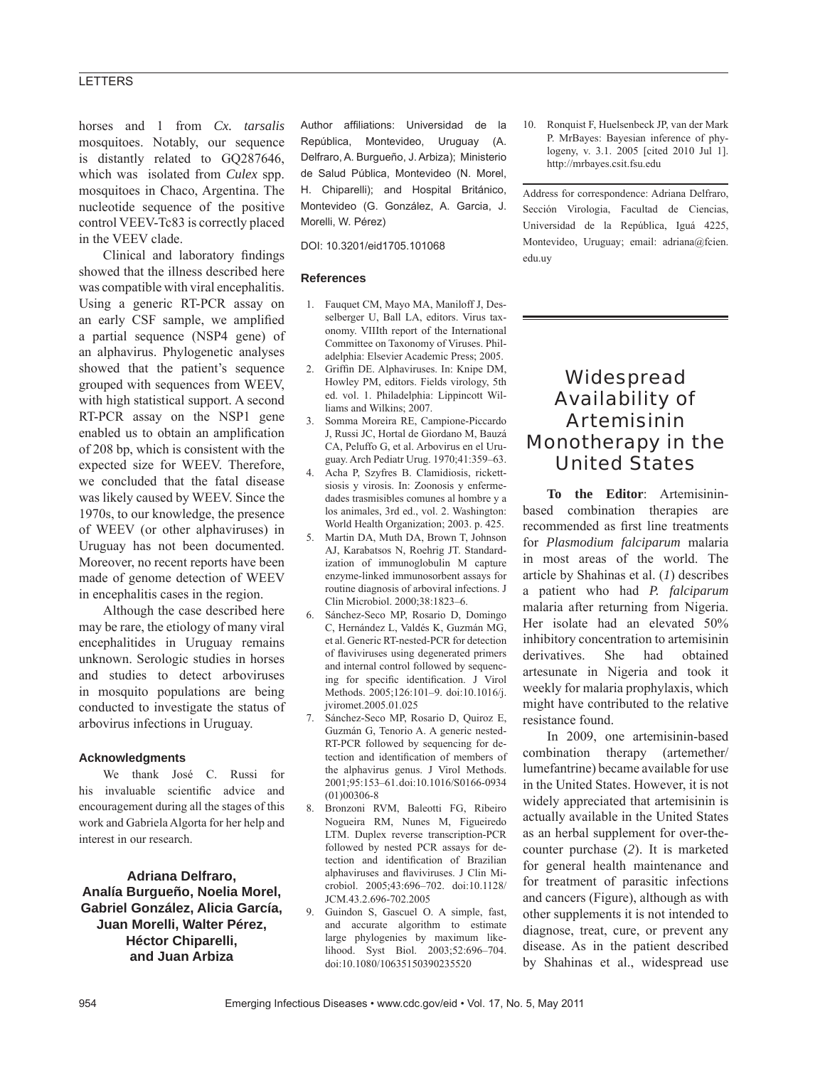horses and 1 from *Cx. tarsalis* mosquitoes. Notably, our sequence is distantly related to GQ287646, which was isolated from *Culex* spp. mosquitoes in Chaco, Argentina. The nucleotide sequence of the positive control VEEV-Tc83 is correctly placed in the VEEV clade.

Clinical and laboratory findings showed that the illness described here was compatible with viral encephalitis. Using a generic RT-PCR assay on an early CSF sample, we amplified a partial sequence (NSP4 gene) of an alphavirus. Phylogenetic analyses showed that the patient's sequence grouped with sequences from WEEV, with high statistical support. A second RT-PCR assay on the NSP1 gene enabled us to obtain an amplification of 208 bp, which is consistent with the expected size for WEEV. Therefore, we concluded that the fatal disease was likely caused by WEEV. Since the 1970s, to our knowledge, the presence of WEEV (or other alphaviruses) in Uruguay has not been documented. Moreover, no recent reports have been made of genome detection of WEEV in encephalitis cases in the region.

Although the case described here may be rare, the etiology of many viral encephalitides in Uruguay remains unknown. Serologic studies in horses and studies to detect arboviruses in mosquito populations are being conducted to investigate the status of arbovirus infections in Uruguay.

### Acknowledgments

We thank José C. Russi for his invaluable scientific advice and encouragement during all the stages of this work and Gabriela Algorta for her help and interest in our research.

**Adriana Delfraro, Analía Burgueño, Noelia Morel, Gabriel González, Alicia García, Juan Morelli, Walter Pérez, Héctor Chiparelli, and Juan Arbiza**

Author affiliations: Universidad de la República, Montevideo, Uruguay (A. Delfraro, A. Burgueño, J. Arbiza); Ministerio de Salud Pública, Montevideo (N. Morel, H. Chiparelli); and Hospital Británico, Montevideo (G. González, A. Garcia, J. Morelli, W. Pérez)

DOI: 10.3201/eid1705.101068

### References

1. Fauquet CM, Mayo MA, Maniloff J, Desselberger U, Ball LA, editors. Virus taxonomy. VIIIth report of the International Committee on Taxonomy of Viruses. Philadelphia: Elsevier Academic Press; 2005.
2. Griffin DE. Alphaviruses. In: Knipe DM, Howley PM, editors. Fields virology, 5th ed. vol. 1. Philadelphia: Lippincott Williams and Wilkins; 2007.
3. Somma Moreira RE, Campione-Piccardo J, Russi JC, Hortal de Giordano M, Bauzá CA, Peluffo G, et al. Arbovirus en el Uruguay. Arch Pediatr Urug. 1970;41:359–63.
4. Acha P, Szyfres B. Clamidiosis, rickettsiosis y virosis. In: Zoonosis y enfermedades trasmisibles comunes al hombre y a los animales, 3rd ed., vol. 2. Washington: World Health Organization; 2003. p. 425.
5. Martin DA, Muth DA, Brown T, Johnson AJ, Karabatsos N, Roehrig JT. Standardization of immunoglobulin M capture enzyme-linked immunosorbent assays for routine diagnosis of arboviral infections. J Clin Microbiol. 2000;38:1823–6.
6. Sánchez-Seco MP, Rosario D, Domingo C, Hernández L, Valdés K, Guzmán MG, et al. Generic RT-nested-PCR for detection of flaviviruses using degenerated primers and internal control followed by sequencing for specific identification. J Virol Methods. 2005;126:101–9. doi:10.1016/j.jviromet.2005.01.025
7. Sánchez-Seco MP, Rosario D, Quiroz E, Guzmán G, Tenorio A. A generic nested-RT-PCR followed by sequencing for detection and identification of members of the alphavirus genus. J Virol Methods. 2001;95:153–61.doi:10.1016/S0166-0934(01)00306-8
8. Bronzoni RVM, Baleotti FG, Ribeiro Nogueira RM, Nunes M, Figueiredo LTM. Duplex reverse transcription-PCR followed by nested PCR assays for detection and identification of Brazilian alphaviruses and flaviviruses. J Clin Microbiol. 2005;43:696–702. doi:10.1128/JCM.43.2.696-702.2005
9. Guindon S, Gascuel O. A simple, fast, and accurate algorithm to estimate large phylogenies by maximum likelihood. Syst Biol. 2003;52:696–704. doi:10.1080/10635150390235520
10. Ronquist F, Huelsenbeck JP, van der Mark P. MrBayes: Bayesian inference of phylogeny, v. 3.1. 2005 [cited 2010 Jul 1]. http://mrbayes.csit.fsu.edu

Address for correspondence: Adriana Delfraro, Sección Virologia, Facultad de Ciencias, Universidad de la República, Iguá 4225, Montevideo, Uruguay; email: adriana@fcien.edu.uy

# Widespread Availability of Artemisinin Monotherapy in the United States

**To the Editor**: Artemisinin-based combination therapies are recommended as first line treatments for *Plasmodium falciparum* malaria in most areas of the world. The article by Shahinas et al. (*1*) describes a patient who had *P. falciparum* malaria after returning from Nigeria. Her isolate had an elevated 50% inhibitory concentration to artemisinin derivatives. She had obtained artesunate in Nigeria and took it weekly for malaria prophylaxis, which might have contributed to the relative resistance found.

In 2009, one artemisinin-based combination therapy (artemether/lumefantrine) became available for use in the United States. However, it is not widely appreciated that artemisinin is actually available in the United States as an herbal supplement for over-the-counter purchase (*2*). It is marketed for general health maintenance and for treatment of parasitic infections and cancers (Figure), although as with other supplements it is not intended to diagnose, treat, cure, or prevent any disease. As in the patient described by Shahinas et al., widespread use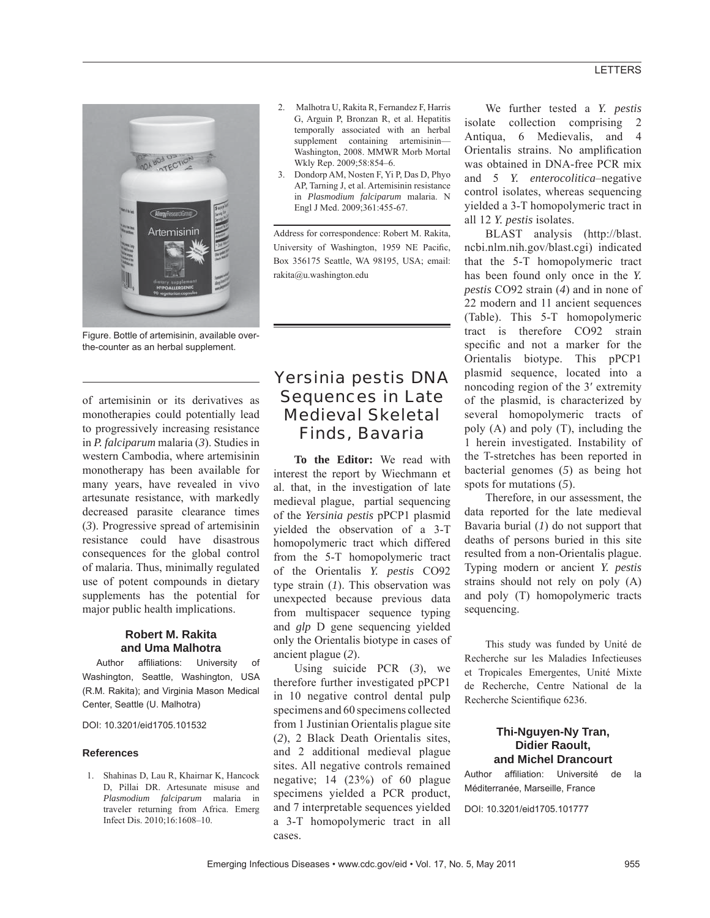Figure. Bottle of artemisinin, available over-the-counter as an herbal supplement.

of artemisinin or its derivatives as monotherapies could potentially lead to progressively increasing resistance in *P. falciparum* malaria (*3*). Studies in western Cambodia, where artemisinin monotherapy has been available for many years, have revealed in vivo artesunate resistance, with markedly decreased parasite clearance times (*3*). Progressive spread of artemisinin resistance could have disastrous consequences for the global control of malaria. Thus, minimally regulated use of potent compounds in dietary supplements has the potential for major public health implications.

**Robert M. Rakita and Uma Malhotra**

Author affiliations: University of Washington, Seattle, Washington, USA (R.M. Rakita); and Virginia Mason Medical Center, Seattle (U. Malhotra)

DOI: 10.3201/eid1705.101532

### References

1. Shahinas D, Lau R, Khairnar K, Hancock D, Pillai DR. Artesunate misuse and *Plasmodium falciparum* malaria in traveler returning from Africa. Emerg Infect Dis. 2010;16:1608–10.
2. Malhotra U, Rakita R, Fernandez F, Harris G, Arguin P, Bronzan R, et al. Hepatitis temporally associated with an herbal supplement containing artemisinin—Washington, 2008. MMWR Morb Mortal Wkly Rep. 2009;58:854–6.
3. Dondorp AM, Nosten F, Yi P, Das D, Phyo AP, Tarning J, et al. Artemisinin resistance in *Plasmodium falciparum* malaria. N Engl J Med. 2009;361:455-67.

Address for correspondence: Robert M. Rakita, University of Washington, 1959 NE Pacific, Box 356175 Seattle, WA 98195, USA; email: rakita@u.washington.edu

## *Yersinia pestis* DNA Sequences in Late Medieval Skeletal Finds, Bavaria

**To the Editor:** We read with interest the report by Wiechmann et al. that, in the investigation of late medieval plague, partial sequencing of the *Yersinia pestis* pPCP1 plasmid yielded the observation of a 3-T homopolymeric tract which differed from the 5-T homopolymeric tract of the Orientalis *Y. pestis* CO92 type strain (*1*). This observation was unexpected because previous data from multispacer sequence typing and *glp* D gene sequencing yielded only the Orientalis biotype in cases of ancient plague (*2*).

Using suicide PCR (*3*), we therefore further investigated pPCP1 in 10 negative control dental pulp specimens and 60 specimens collected from 1 Justinian Orientalis plague site (*2*), 2 Black Death Orientalis sites, and 2 additional medieval plague sites. All negative controls remained negative; 14 (23%) of 60 plague specimens yielded a PCR product, and 7 interpretable sequences yielded a 3-T homopolymeric tract in all cases.

We further tested a *Y. pestis* isolate collection comprising 2 Antiqua, 6 Medievalis, and 4 Orientalis strains. No amplification was obtained in DNA-free PCR mix and 5 *Y. enterocolitica*–negative control isolates, whereas sequencing yielded a 3-T homopolymeric tract in all 12 *Y. pestis* isolates.

BLAST analysis (http://blast.ncbi.nlm.nih.gov/blast.cgi) indicated that the 5-T homopolymeric tract has been found only once in the *Y. pestis* CO92 strain (*4*) and in none of 22 modern and 11 ancient sequences (Table). This 5-T homopolymeric tract is therefore CO92 strain specific and not a marker for the Orientalis biotype. This pPCP1 plasmid sequence, located into a noncoding region of the 3′ extremity of the plasmid, is characterized by several homopolymeric tracts of poly (A) and poly (T), including the 1 herein investigated. Instability of the T-stretches has been reported in bacterial genomes (*5*) as being hot spots for mutations (*5*).

Therefore, in our assessment, the data reported for the late medieval Bavaria burial (*1*) do not support that deaths of persons buried in this site resulted from a non-Orientalis plague. Typing modern or ancient *Y. pestis* strains should not rely on poly (A) and poly (T) homopolymeric tracts sequencing.

This study was funded by Unité de Recherche sur les Maladies Infectieuses et Tropicales Emergentes, Unité Mixte de Recherche, Centre National de la Recherche Scientifique 6236.

**Thi-Nguyen-Ny Tran, Didier Raoult, and Michel Drancourt**

Author affiliation: Université de la Méditerranée, Marseille, France

DOI: 10.3201/eid1705.101777